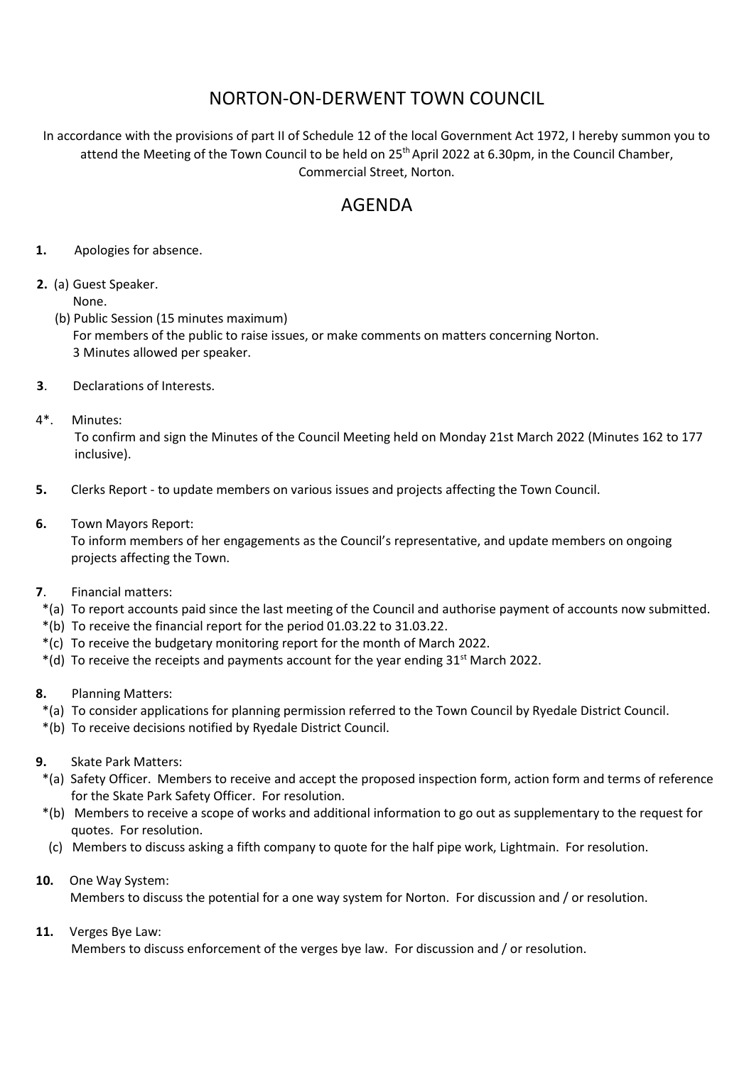# NORTON-ON-DERWENT TOWN COUNCIL

In accordance with the provisions of part II of Schedule 12 of the local Government Act 1972, I hereby summon you to attend the Meeting of the Town Council to be held on 25th April 2022 at 6.30pm, in the Council Chamber, Commercial Street, Norton.

## AGENDA

**1.** Apologies for absence.

**2.** (a) Guest Speaker.
None.

(b) Public Session (15 minutes maximum)
For members of the public to raise issues, or make comments on matters concerning Norton.
3 Minutes allowed per speaker.

**3**. Declarations of Interests.

4*. Minutes:
To confirm and sign the Minutes of the Council Meeting held on Monday 21st March 2022 (Minutes 162 to 177 inclusive).

**5.** Clerks Report - to update members on various issues and projects affecting the Town Council.

**6.** Town Mayors Report:
To inform members of her engagements as the Council's representative, and update members on ongoing projects affecting the Town.

**7**. Financial matters:

- *(a) To report accounts paid since the last meeting of the Council and authorise payment of accounts now submitted.
- *(b) To receive the financial report for the period 01.03.22 to 31.03.22.
- *(c) To receive the budgetary monitoring report for the month of March 2022.
- *(d) To receive the receipts and payments account for the year ending 31st March 2022.

**8.** Planning Matters:

- *(a) To consider applications for planning permission referred to the Town Council by Ryedale District Council.
- *(b) To receive decisions notified by Ryedale District Council.

**9.** Skate Park Matters:

- *(a) Safety Officer. Members to receive and accept the proposed inspection form, action form and terms of reference for the Skate Park Safety Officer. For resolution.
- *(b) Members to receive a scope of works and additional information to go out as supplementary to the request for quotes. For resolution.
- (c) Members to discuss asking a fifth company to quote for the half pipe work, Lightmain. For resolution.

**10.** One Way System:
Members to discuss the potential for a one way system for Norton. For discussion and / or resolution.

**11.** Verges Bye Law:
Members to discuss enforcement of the verges bye law. For discussion and / or resolution.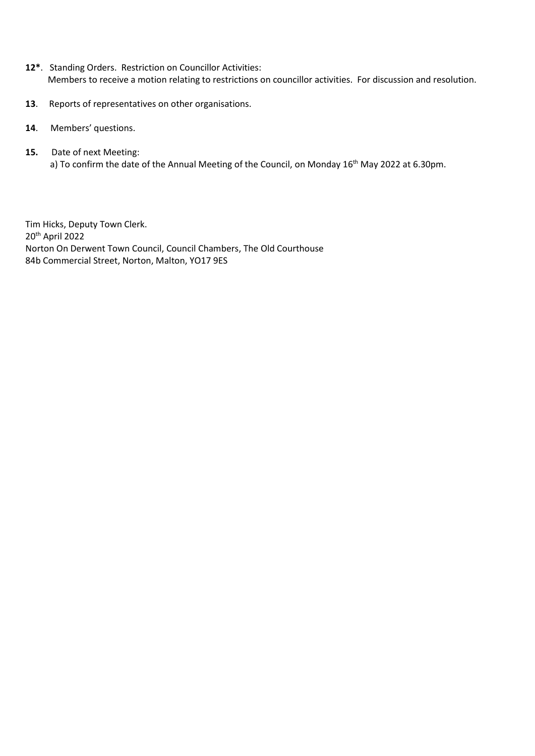**12***. Standing Orders. Restriction on Councillor Activities:
Members to receive a motion relating to restrictions on councillor activities. For discussion and resolution.

**13**. Reports of representatives on other organisations.

**14**. Members' questions.

**15.** Date of next Meeting:
a) To confirm the date of the Annual Meeting of the Council, on Monday 16th May 2022 at 6.30pm.

Tim Hicks, Deputy Town Clerk.
20th April 2022
Norton On Derwent Town Council, Council Chambers, The Old Courthouse
84b Commercial Street, Norton, Malton, YO17 9ES